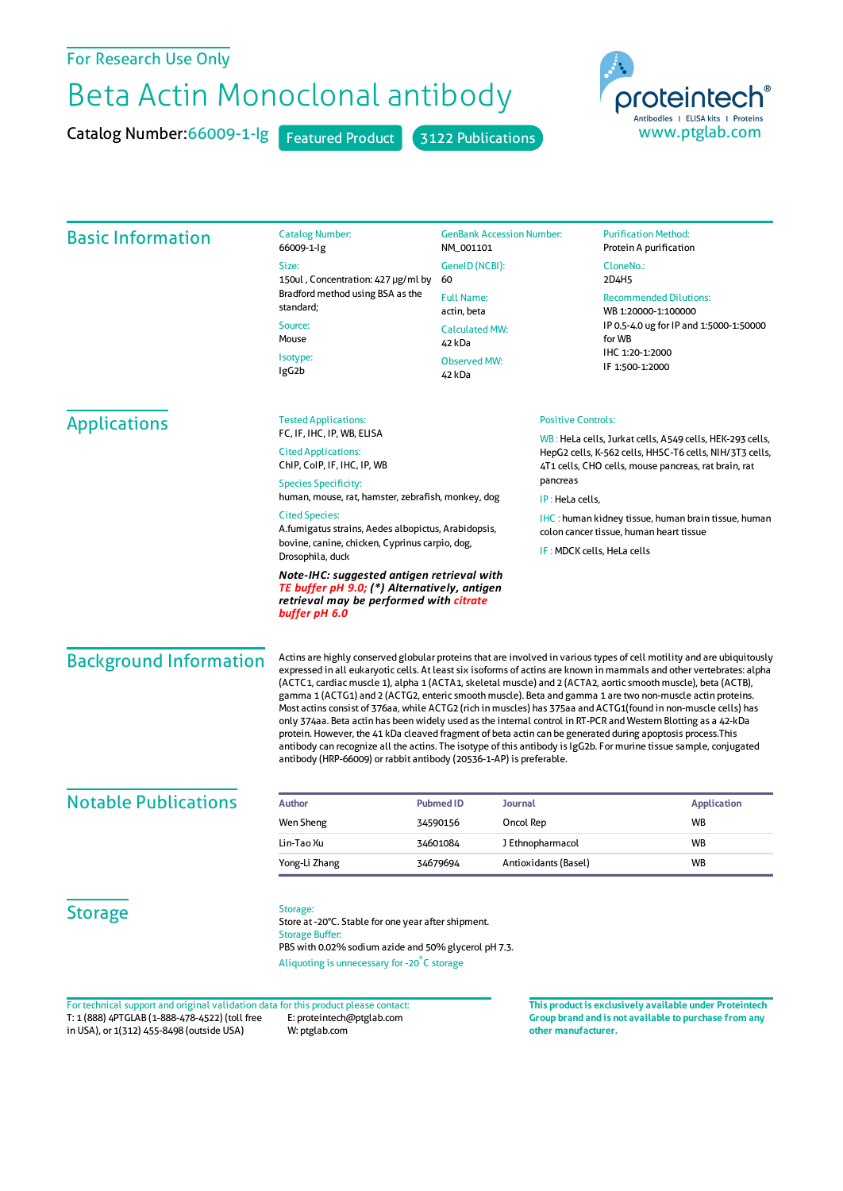For Research Use Only

# Beta Actin Monoclonal antibody

Catalog Number: 66009-1-Ig   Featured Product   3122 Publications

proteintech® Antibodies | ELISA kits | Proteins
www.ptglab.com

## Basic Information

**Catalog Number:**
66009-1-Ig

**Size:**
150ul , Concentration: 427 μg/ml by Bradford method using BSA as the standard;

**Source:**
Mouse

**Isotype:**
IgG2b

**GenBank Accession Number:**
NM_001101

**GeneID (NCBI):**
60

**Full Name:**
actin, beta

**Calculated MW:**
42 kDa

**Observed MW:**
42 kDa

**Purification Method:**
Protein A purification

**CloneNo.:**
2D4H5

**Recommended Dilutions:**
WB 1:20000-1:100000
IP 0.5-4.0 ug for IP and 1:5000-1:50000 for WB
IHC 1:20-1:2000
IF 1:500-1:2000

## Applications

**Tested Applications:**
FC, IF, IHC, IP, WB, ELISA

**Cited Applications:**
ChIP, CoIP, IF, IHC, IP, WB

**Species Specificity:**
human, mouse, rat, hamster, zebrafish, monkey, dog

**Cited Species:**
A.fumigatus strains, Aedes albopictus, Arabidopsis, bovine, canine, chicken, Cyprinus carpio, dog, Drosophila, duck

***Note-IHC: suggested antigen retrieval with TE buffer pH 9.0; (\*) Alternatively, antigen retrieval may be performed with citrate buffer pH 6.0***

**Positive Controls:**

WB : HeLa cells, Jurkat cells, A549 cells, HEK-293 cells, HepG2 cells, K-562 cells, HHSC-T6 cells, NIH/3T3 cells, 4T1 cells, CHO cells, mouse pancreas, rat brain, rat pancreas

IP : HeLa cells,

IHC : human kidney tissue, human brain tissue, human colon cancer tissue, human heart tissue

IF : MDCK cells, HeLa cells

## Background Information

Actins are highly conserved globular proteins that are involved in various types of cell motility and are ubiquitously expressed in all eukaryotic cells. At least six isoforms of actins are known in mammals and other vertebrates: alpha (ACTC1, cardiac muscle 1), alpha 1 (ACTA1, skeletal muscle) and 2 (ACTA2, aortic smooth muscle), beta (ACTB), gamma 1 (ACTG1) and 2 (ACTG2, enteric smooth muscle). Beta and gamma 1 are two non-muscle actin proteins. Most actins consist of 376aa, while ACTG2 (rich in muscles) has 375aa and ACTG1(found in non-muscle cells) has only 374aa. Beta actin has been widely used as the internal control in RT-PCR and Western Blotting as a 42-kDa protein. However, the 41 kDa cleaved fragment of beta actin can be generated during apoptosis process.This antibody can recognize all the actins. The isotype of this antibody is IgG2b. For murine tissue sample, conjugated antibody (HRP-66009) or rabbit antibody (20536-1-AP) is preferable.

## Notable Publications

| Author | Pubmed ID | Journal | Application |
|---|---|---|---|
| Wen Sheng | 34590156 | Oncol Rep | WB |
| Lin-Tao Xu | 34601084 | J Ethnopharmacol | WB |
| Yong-Li Zhang | 34679694 | Antioxidants (Basel) | WB |

## Storage

**Storage:**
Store at -20°C. Stable for one year after shipment.

**Storage Buffer:**
PBS with 0.02% sodium azide and 50% glycerol pH 7.3.

Aliquoting is unnecessary for -20°C storage

For technical support and original validation data for this product please contact:
T: 1 (888) 4PTGLAB (1-888-478-4522) (toll free in USA), or 1(312) 455-8498 (outside USA)
E: proteintech@ptglab.com
W: ptglab.com

**This product is exclusively available under Proteintech Group brand and is not available to purchase from any other manufacturer.**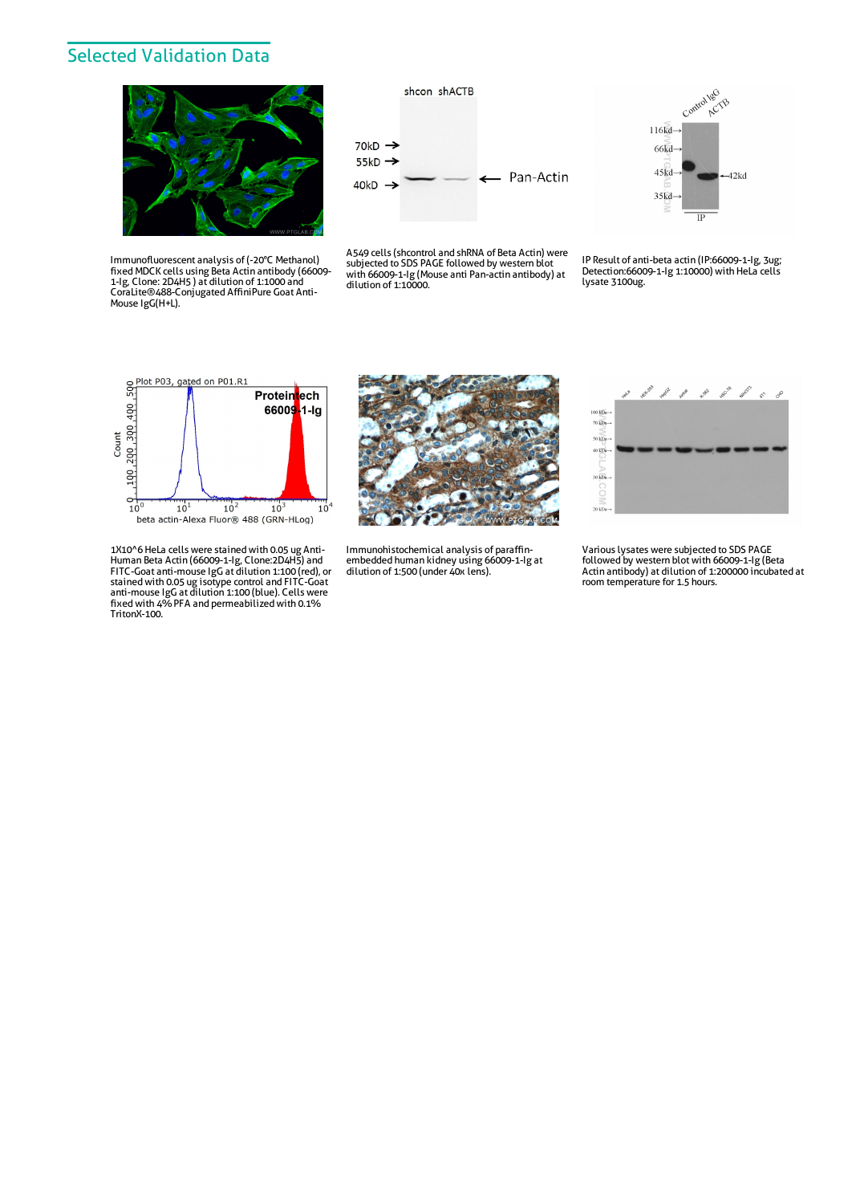## Selected Validation Data

Immunofluorescent analysis of (-20°C Methanol) fixed MDCK cells using Beta Actin antibody (66009-1-Ig, Clone: 2D4H5 ) at dilution of 1:1000 and CoraLite®488-Conjugated AffiniPure Goat Anti-Mouse IgG(H+L).

shcon shACTB

70kD
55kD
40kD
Pan-Actin

A549 cells (shcontrol and shRNA of Beta Actin) were subjected to SDS PAGE followed by western blot with 66009-1-Ig (Mouse anti Pan-actin antibody) at dilution of 1:10000.

Control IgG
ACTB
116kd
66kd
45kd
35kd
42kd
IP

IP Result of anti-beta actin (IP:66009-1-Ig, 3ug; Detection:66009-1-Ig 1:10000) with HeLa cells lysate 3100ug.

Plot P03, gated on P01.R1
Proteintech
66009-1-Ig
Count
beta actin-Alexa Fluor® 488 (GRN-HLog)

1X10^6 HeLa cells were stained with 0.05 ug Anti-Human Beta Actin (66009-1-Ig, Clone:2D4H5) and FITC-Goat anti-mouse IgG at dilution 1:100 (red), or stained with 0.05 ug isotype control and FITC-Goat anti-mouse IgG at dilution 1:100 (blue). Cells were fixed with 4% PFA and permeabilized with 0.1% TritonX-100.

Immunohistochemical analysis of paraffin-embedded human kidney using 66009-1-Ig at dilution of 1:500 (under 40x lens).

Various lysates were subjected to SDS PAGE followed by western blot with 66009-1-Ig (Beta Actin antibody) at dilution of 1:200000 incubated at room temperature for 1.5 hours.